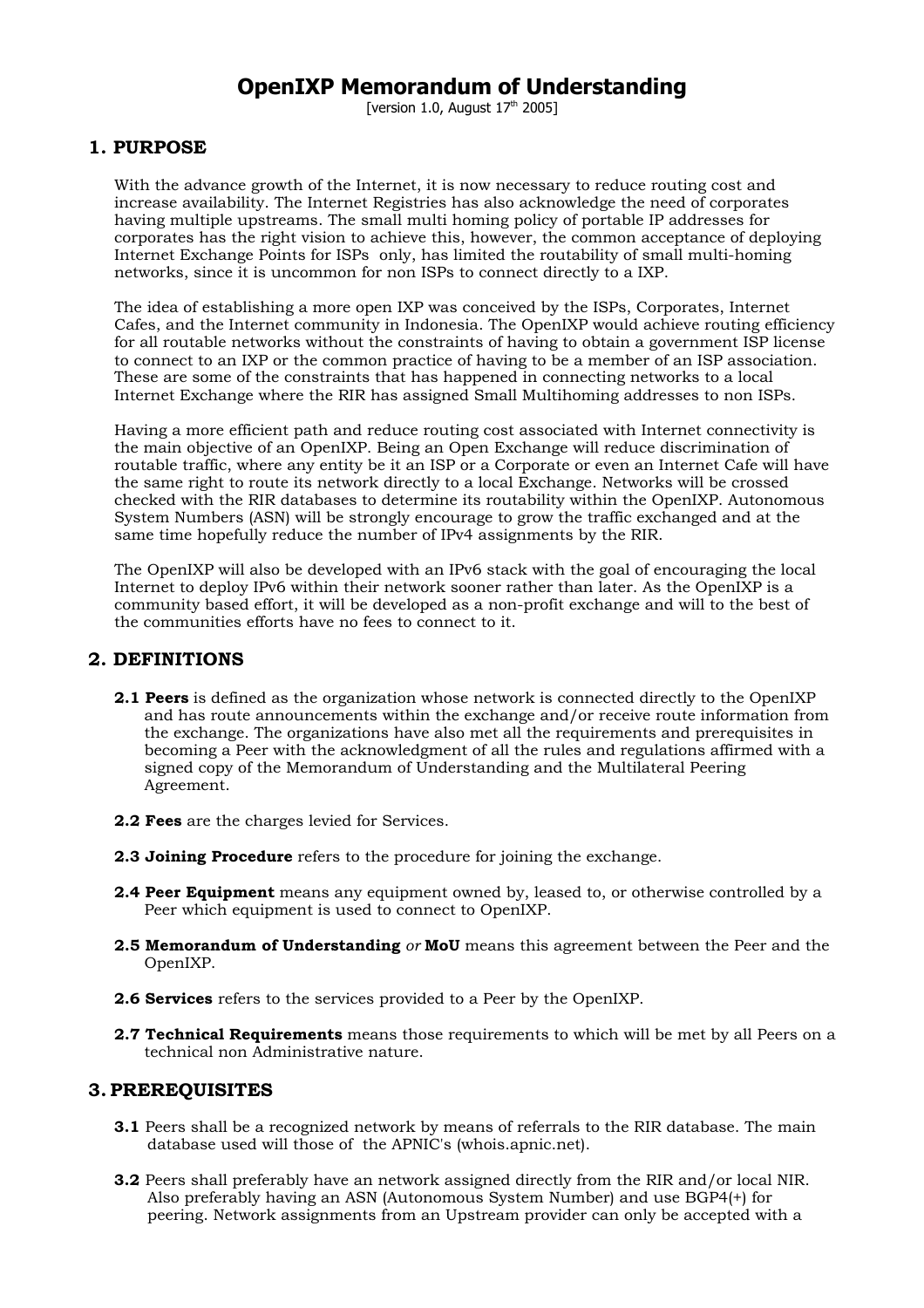# OpenIXP Memorandum of Understanding

[version 1.0, August 17th 2005]

## 1. PURPOSE

With the advance growth of the Internet, it is now necessary to reduce routing cost and increase availability. The Internet Registries has also acknowledge the need of corporates having multiple upstreams. The small multi homing policy of portable IP addresses for corporates has the right vision to achieve this, however, the common acceptance of deploying Internet Exchange Points for ISPs only, has limited the routability of small multi-homing networks, since it is uncommon for non ISPs to connect directly to a IXP.

The idea of establishing a more open IXP was conceived by the ISPs, Corporates, Internet Cafes, and the Internet community in Indonesia. The OpenIXP would achieve routing efficiency for all routable networks without the constraints of having to obtain a government ISP license to connect to an IXP or the common practice of having to be a member of an ISP association. These are some of the constraints that has happened in connecting networks to a local Internet Exchange where the RIR has assigned Small Multihoming addresses to non ISPs.

Having a more efficient path and reduce routing cost associated with Internet connectivity is the main objective of an OpenIXP. Being an Open Exchange will reduce discrimination of routable traffic, where any entity be it an ISP or a Corporate or even an Internet Cafe will have the same right to route its network directly to a local Exchange. Networks will be crossed checked with the RIR databases to determine its routability within the OpenIXP. Autonomous System Numbers (ASN) will be strongly encourage to grow the traffic exchanged and at the same time hopefully reduce the number of IPv4 assignments by the RIR.

The OpenIXP will also be developed with an IPv6 stack with the goal of encouraging the local Internet to deploy IPv6 within their network sooner rather than later. As the OpenIXP is a community based effort, it will be developed as a non-profit exchange and will to the best of the communities efforts have no fees to connect to it.

## 2. DEFINITIONS

**2.1 Peers** is defined as the organization whose network is connected directly to the OpenIXP and has route announcements within the exchange and/or receive route information from the exchange. The organizations have also met all the requirements and prerequisites in becoming a Peer with the acknowledgment of all the rules and regulations affirmed with a signed copy of the Memorandum of Understanding and the Multilateral Peering Agreement.

**2.2 Fees** are the charges levied for Services.

**2.3 Joining Procedure** refers to the procedure for joining the exchange.

**2.4 Peer Equipment** means any equipment owned by, leased to, or otherwise controlled by a Peer which equipment is used to connect to OpenIXP.

**2.5 Memorandum of Understanding** *or* **MoU** means this agreement between the Peer and the OpenIXP.

**2.6 Services** refers to the services provided to a Peer by the OpenIXP.

**2.7 Technical Requirements** means those requirements to which will be met by all Peers on a technical non Administrative nature.

## 3. PREREQUISITES

**3.1** Peers shall be a recognized network by means of referrals to the RIR database. The main database used will those of the APNIC's (whois.apnic.net).

**3.2** Peers shall preferably have an network assigned directly from the RIR and/or local NIR. Also preferably having an ASN (Autonomous System Number) and use BGP4(+) for peering. Network assignments from an Upstream provider can only be accepted with a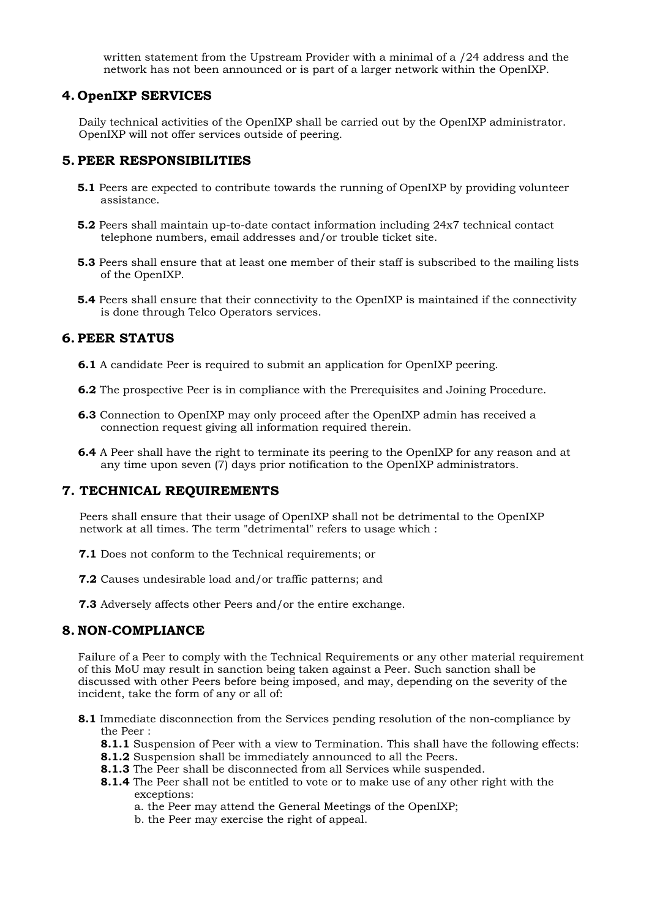written statement from the Upstream Provider with a minimal of a /24 address and the network has not been announced or is part of a larger network within the OpenIXP.

## 4. OpenIXP SERVICES

Daily technical activities of the OpenIXP shall be carried out by the OpenIXP administrator. OpenIXP will not offer services outside of peering.

## 5. PEER RESPONSIBILITIES

**5.1** Peers are expected to contribute towards the running of OpenIXP by providing volunteer assistance.

**5.2** Peers shall maintain up-to-date contact information including 24x7 technical contact telephone numbers, email addresses and/or trouble ticket site.

**5.3** Peers shall ensure that at least one member of their staff is subscribed to the mailing lists of the OpenIXP.

**5.4** Peers shall ensure that their connectivity to the OpenIXP is maintained if the connectivity is done through Telco Operators services.

## 6. PEER STATUS

**6.1** A candidate Peer is required to submit an application for OpenIXP peering.

**6.2** The prospective Peer is in compliance with the Prerequisites and Joining Procedure.

**6.3** Connection to OpenIXP may only proceed after the OpenIXP admin has received a connection request giving all information required therein.

**6.4** A Peer shall have the right to terminate its peering to the OpenIXP for any reason and at any time upon seven (7) days prior notification to the OpenIXP administrators.

## 7. TECHNICAL REQUIREMENTS

Peers shall ensure that their usage of OpenIXP shall not be detrimental to the OpenIXP network at all times. The term "detrimental" refers to usage which :

**7.1** Does not conform to the Technical requirements; or

**7.2** Causes undesirable load and/or traffic patterns; and

**7.3** Adversely affects other Peers and/or the entire exchange.

## 8. NON-COMPLIANCE

Failure of a Peer to comply with the Technical Requirements or any other material requirement of this MoU may result in sanction being taken against a Peer. Such sanction shall be discussed with other Peers before being imposed, and may, depending on the severity of the incident, take the form of any or all of:

**8.1** Immediate disconnection from the Services pending resolution of the non-compliance by the Peer :

- **8.1.1** Suspension of Peer with a view to Termination. This shall have the following effects:
- **8.1.2** Suspension shall be immediately announced to all the Peers.
- **8.1.3** The Peer shall be disconnected from all Services while suspended.
- **8.1.4** The Peer shall not be entitled to vote or to make use of any other right with the exceptions:
  - a. the Peer may attend the General Meetings of the OpenIXP;
  - b. the Peer may exercise the right of appeal.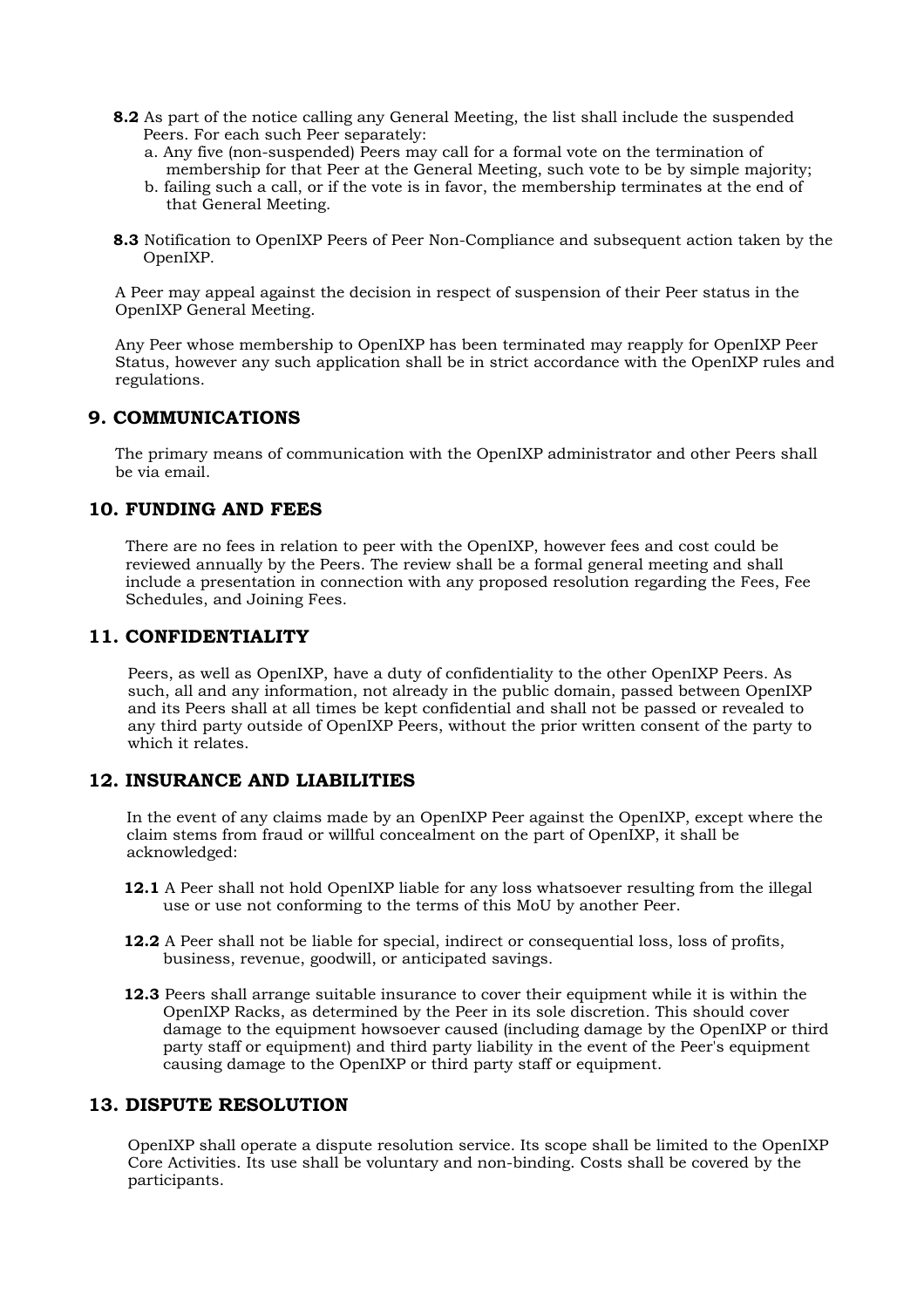**8.2** As part of the notice calling any General Meeting, the list shall include the suspended Peers. For each such Peer separately:

a. Any five (non-suspended) Peers may call for a formal vote on the termination of membership for that Peer at the General Meeting, such vote to be by simple majority;
b. failing such a call, or if the vote is in favor, the membership terminates at the end of that General Meeting.

**8.3** Notification to OpenIXP Peers of Peer Non-Compliance and subsequent action taken by the OpenIXP.

A Peer may appeal against the decision in respect of suspension of their Peer status in the OpenIXP General Meeting.

Any Peer whose membership to OpenIXP has been terminated may reapply for OpenIXP Peer Status, however any such application shall be in strict accordance with the OpenIXP rules and regulations.

## 9. COMMUNICATIONS

The primary means of communication with the OpenIXP administrator and other Peers shall be via email.

## 10. FUNDING AND FEES

There are no fees in relation to peer with the OpenIXP, however fees and cost could be reviewed annually by the Peers. The review shall be a formal general meeting and shall include a presentation in connection with any proposed resolution regarding the Fees, Fee Schedules, and Joining Fees.

## 11. CONFIDENTIALITY

Peers, as well as OpenIXP, have a duty of confidentiality to the other OpenIXP Peers. As such, all and any information, not already in the public domain, passed between OpenIXP and its Peers shall at all times be kept confidential and shall not be passed or revealed to any third party outside of OpenIXP Peers, without the prior written consent of the party to which it relates.

## 12. INSURANCE AND LIABILITIES

In the event of any claims made by an OpenIXP Peer against the OpenIXP, except where the claim stems from fraud or willful concealment on the part of OpenIXP, it shall be acknowledged:

**12.1** A Peer shall not hold OpenIXP liable for any loss whatsoever resulting from the illegal use or use not conforming to the terms of this MoU by another Peer.

**12.2** A Peer shall not be liable for special, indirect or consequential loss, loss of profits, business, revenue, goodwill, or anticipated savings.

**12.3** Peers shall arrange suitable insurance to cover their equipment while it is within the OpenIXP Racks, as determined by the Peer in its sole discretion. This should cover damage to the equipment howsoever caused (including damage by the OpenIXP or third party staff or equipment) and third party liability in the event of the Peer's equipment causing damage to the OpenIXP or third party staff or equipment.

## 13. DISPUTE RESOLUTION

OpenIXP shall operate a dispute resolution service. Its scope shall be limited to the OpenIXP Core Activities. Its use shall be voluntary and non-binding. Costs shall be covered by the participants.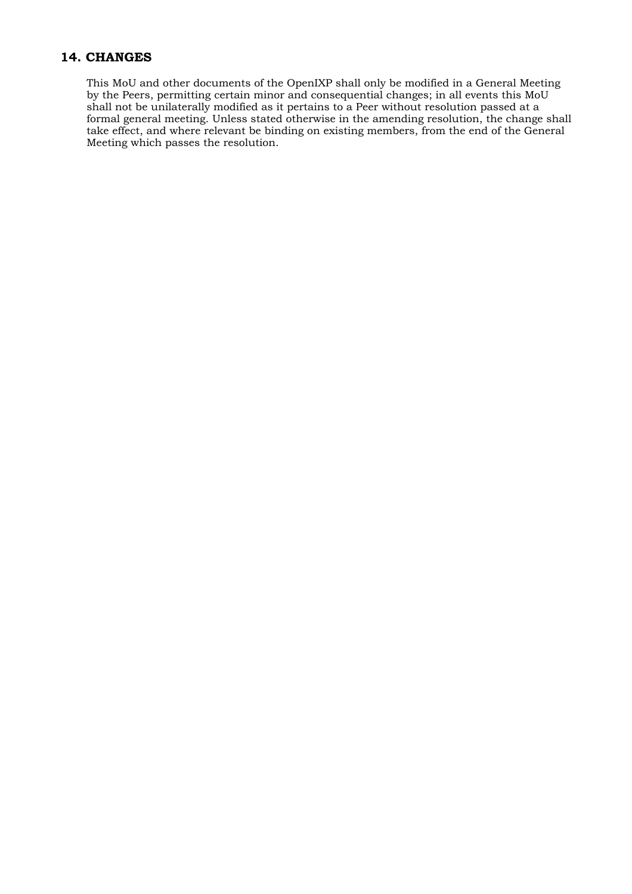## 14. CHANGES

This MoU and other documents of the OpenIXP shall only be modified in a General Meeting by the Peers, permitting certain minor and consequential changes; in all events this MoU shall not be unilaterally modified as it pertains to a Peer without resolution passed at a formal general meeting. Unless stated otherwise in the amending resolution, the change shall take effect, and where relevant be binding on existing members, from the end of the General Meeting which passes the resolution.